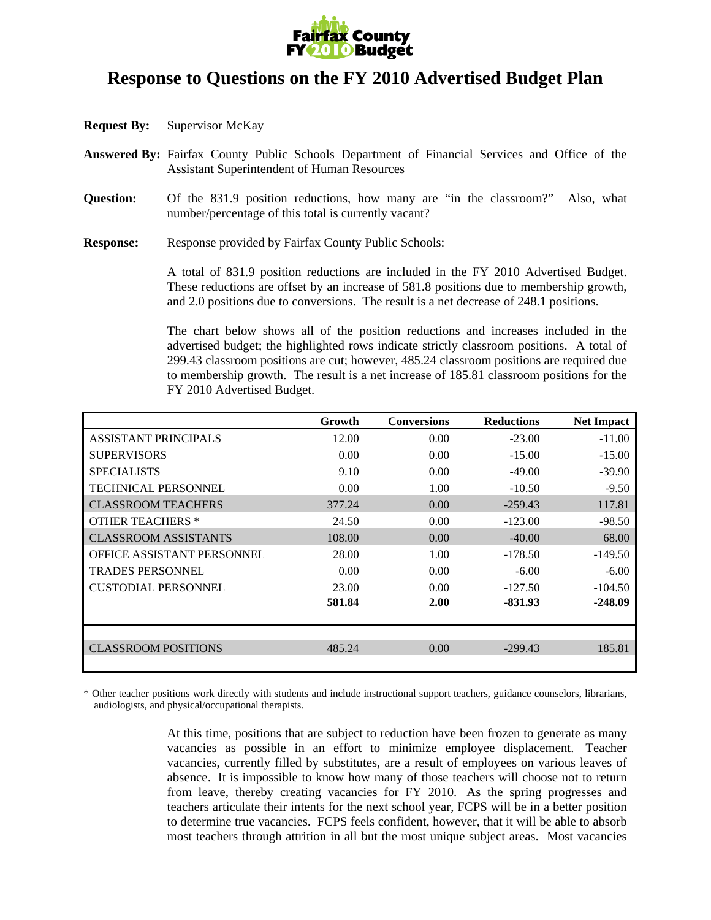Fairfax County FY 2010 Budget

# Response to Questions on the FY 2010 Advertised Budget Plan

**Request By:** Supervisor McKay

**Answered By:** Fairfax County Public Schools Department of Financial Services and Office of the Assistant Superintendent of Human Resources

**Question:** Of the 831.9 position reductions, how many are "in the classroom?" Also, what number/percentage of this total is currently vacant?

**Response:** Response provided by Fairfax County Public Schools:

A total of 831.9 position reductions are included in the FY 2010 Advertised Budget. These reductions are offset by an increase of 581.8 positions due to membership growth, and 2.0 positions due to conversions. The result is a net decrease of 248.1 positions.

The chart below shows all of the position reductions and increases included in the advertised budget; the highlighted rows indicate strictly classroom positions. A total of 299.43 classroom positions are cut; however, 485.24 classroom positions are required due to membership growth. The result is a net increase of 185.81 classroom positions for the FY 2010 Advertised Budget.

| | Growth | Conversions | Reductions | Net Impact |
|---|---|---|---|---|
| ASSISTANT PRINCIPALS | 12.00 | 0.00 | -23.00 | -11.00 |
| SUPERVISORS | 0.00 | 0.00 | -15.00 | -15.00 |
| SPECIALISTS | 9.10 | 0.00 | -49.00 | -39.90 |
| TECHNICAL PERSONNEL | 0.00 | 1.00 | -10.50 | -9.50 |
| CLASSROOM TEACHERS | 377.24 | 0.00 | -259.43 | 117.81 |
| OTHER TEACHERS * | 24.50 | 0.00 | -123.00 | -98.50 |
| CLASSROOM ASSISTANTS | 108.00 | 0.00 | -40.00 | 68.00 |
| OFFICE ASSISTANT PERSONNEL | 28.00 | 1.00 | -178.50 | -149.50 |
| TRADES PERSONNEL | 0.00 | 0.00 | -6.00 | -6.00 |
| CUSTODIAL PERSONNEL | 23.00 | 0.00 | -127.50 | -104.50 |
| | **581.84** | **2.00** | **-831.93** | **-248.09** |
| | | | | |
| CLASSROOM POSITIONS | 485.24 | 0.00 | -299.43 | 185.81 |

\* Other teacher positions work directly with students and include instructional support teachers, guidance counselors, librarians, audiologists, and physical/occupational therapists.

At this time, positions that are subject to reduction have been frozen to generate as many vacancies as possible in an effort to minimize employee displacement. Teacher vacancies, currently filled by substitutes, are a result of employees on various leaves of absence. It is impossible to know how many of those teachers will choose not to return from leave, thereby creating vacancies for FY 2010. As the spring progresses and teachers articulate their intents for the next school year, FCPS will be in a better position to determine true vacancies. FCPS feels confident, however, that it will be able to absorb most teachers through attrition in all but the most unique subject areas. Most vacancies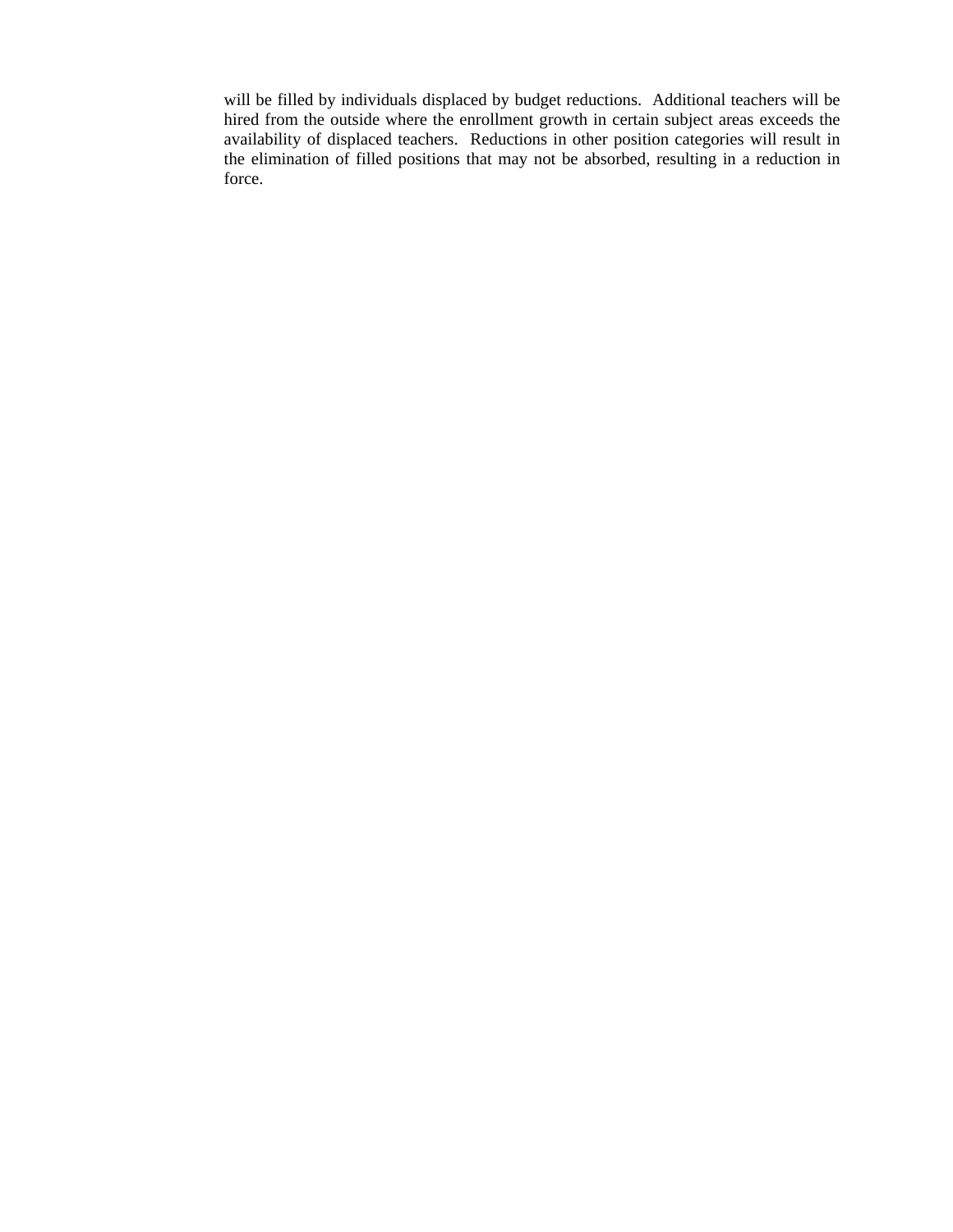will be filled by individuals displaced by budget reductions. Additional teachers will be hired from the outside where the enrollment growth in certain subject areas exceeds the availability of displaced teachers. Reductions in other position categories will result in the elimination of filled positions that may not be absorbed, resulting in a reduction in force.